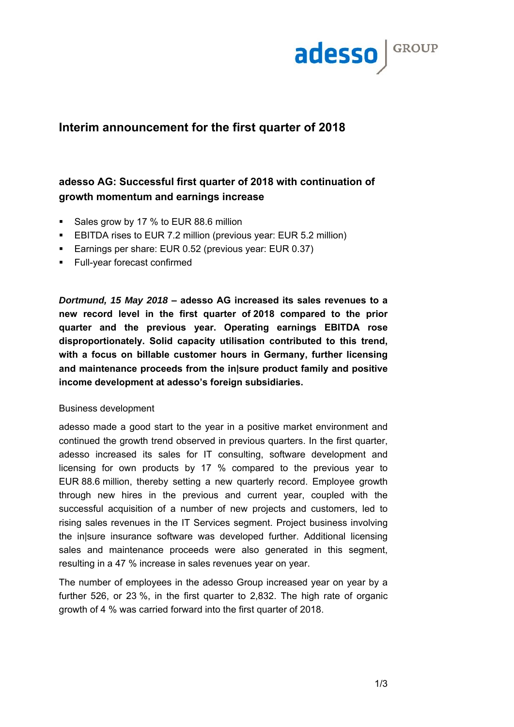# Interim announcement for the first quarter of 2018

## adesso AG: Successful first quarter of 2018 with continuation of growth momentum and earnings increase

- Sales grow by 17 % to EUR 88.6 million
- EBITDA rises to EUR 7.2 million (previous year: EUR 5.2 million)
- Earnings per share: EUR 0.52 (previous year: EUR 0.37)
- Full-year forecast confirmed

***Dortmund, 15 May 2018* – adesso AG increased its sales revenues to a new record level in the first quarter of 2018 compared to the prior quarter and the previous year. Operating earnings EBITDA rose disproportionately. Solid capacity utilisation contributed to this trend, with a focus on billable customer hours in Germany, further licensing and maintenance proceeds from the in|sure product family and positive income development at adesso's foreign subsidiaries.**

Business development

adesso made a good start to the year in a positive market environment and continued the growth trend observed in previous quarters. In the first quarter, adesso increased its sales for IT consulting, software development and licensing for own products by 17 % compared to the previous year to EUR 88.6 million, thereby setting a new quarterly record. Employee growth through new hires in the previous and current year, coupled with the successful acquisition of a number of new projects and customers, led to rising sales revenues in the IT Services segment. Project business involving the in|sure insurance software was developed further. Additional licensing sales and maintenance proceeds were also generated in this segment, resulting in a 47 % increase in sales revenues year on year.

The number of employees in the adesso Group increased year on year by a further 526, or 23 %, in the first quarter to 2,832. The high rate of organic growth of 4 % was carried forward into the first quarter of 2018.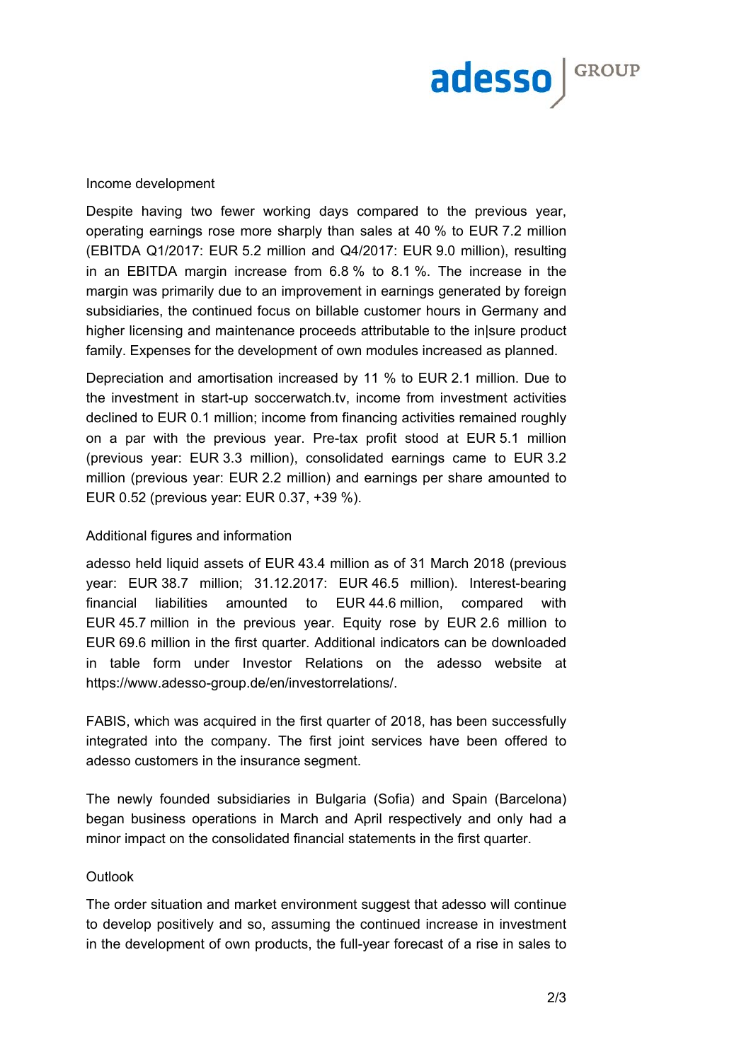## Income development

Despite having two fewer working days compared to the previous year, operating earnings rose more sharply than sales at 40 % to EUR 7.2 million (EBITDA Q1/2017: EUR 5.2 million and Q4/2017: EUR 9.0 million), resulting in an EBITDA margin increase from 6.8 % to 8.1 %. The increase in the margin was primarily due to an improvement in earnings generated by foreign subsidiaries, the continued focus on billable customer hours in Germany and higher licensing and maintenance proceeds attributable to the in|sure product family. Expenses for the development of own modules increased as planned.

Depreciation and amortisation increased by 11 % to EUR 2.1 million. Due to the investment in start-up soccerwatch.tv, income from investment activities declined to EUR 0.1 million; income from financing activities remained roughly on a par with the previous year. Pre-tax profit stood at EUR 5.1 million (previous year: EUR 3.3 million), consolidated earnings came to EUR 3.2 million (previous year: EUR 2.2 million) and earnings per share amounted to EUR 0.52 (previous year: EUR 0.37, +39 %).

## Additional figures and information

adesso held liquid assets of EUR 43.4 million as of 31 March 2018 (previous year: EUR 38.7 million; 31.12.2017: EUR 46.5 million). Interest-bearing financial liabilities amounted to EUR 44.6 million, compared with EUR 45.7 million in the previous year. Equity rose by EUR 2.6 million to EUR 69.6 million in the first quarter. Additional indicators can be downloaded in table form under Investor Relations on the adesso website at https://www.adesso-group.de/en/investorrelations/.

FABIS, which was acquired in the first quarter of 2018, has been successfully integrated into the company. The first joint services have been offered to adesso customers in the insurance segment.

The newly founded subsidiaries in Bulgaria (Sofia) and Spain (Barcelona) began business operations in March and April respectively and only had a minor impact on the consolidated financial statements in the first quarter.

## Outlook

The order situation and market environment suggest that adesso will continue to develop positively and so, assuming the continued increase in investment in the development of own products, the full-year forecast of a rise in sales to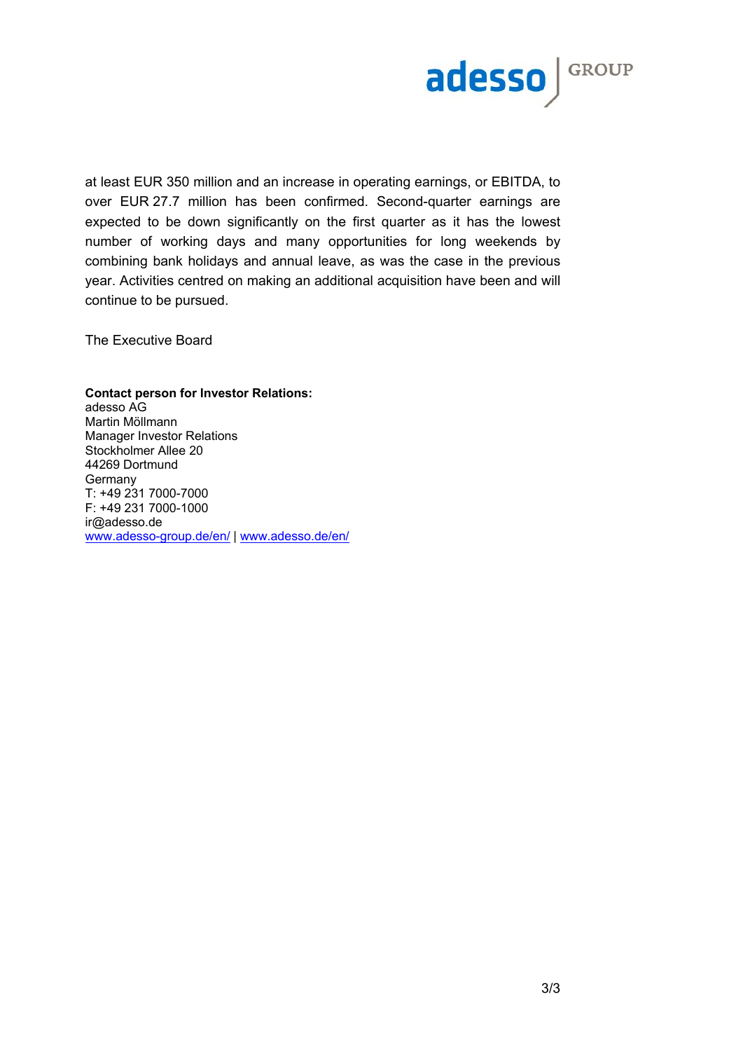at least EUR 350 million and an increase in operating earnings, or EBITDA, to over EUR 27.7 million has been confirmed. Second-quarter earnings are expected to be down significantly on the first quarter as it has the lowest number of working days and many opportunities for long weekends by combining bank holidays and annual leave, as was the case in the previous year. Activities centred on making an additional acquisition have been and will continue to be pursued.

The Executive Board

**Contact person for Investor Relations:**
adesso AG
Martin Möllmann
Manager Investor Relations
Stockholmer Allee 20
44269 Dortmund
Germany
T: +49 231 7000-7000
F: +49 231 7000-1000
ir@adesso.de
www.adesso-group.de/en/ | www.adesso.de/en/